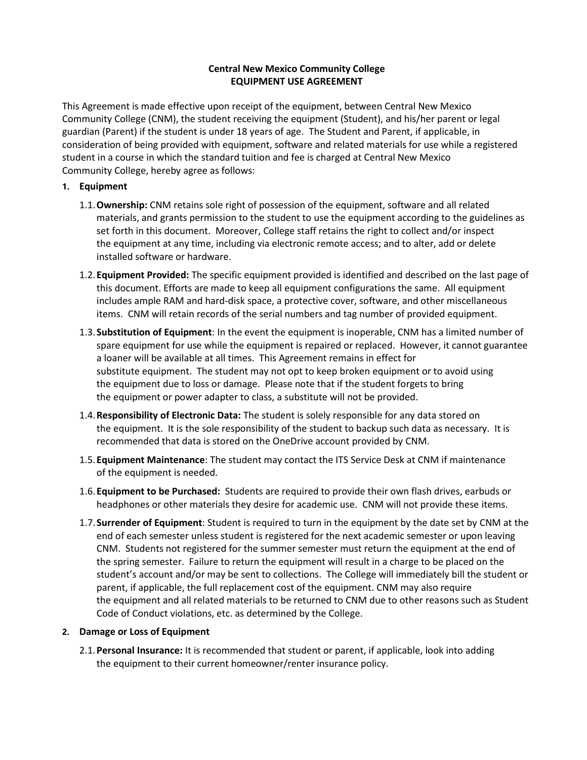**Central New Mexico Community College**
**EQUIPMENT USE AGREEMENT**

This Agreement is made effective upon receipt of the equipment, between Central New Mexico Community College (CNM), the student receiving the equipment (Student), and his/her parent or legal guardian (Parent) if the student is under 18 years of age. The Student and Parent, if applicable, in consideration of being provided with equipment, software and related materials for use while a registered student in a course in which the standard tuition and fee is charged at Central New Mexico Community College, hereby agree as follows:

1. **Equipment**

   1.1. **Ownership:** CNM retains sole right of possession of the equipment, software and all related materials, and grants permission to the student to use the equipment according to the guidelines as set forth in this document. Moreover, College staff retains the right to collect and/or inspect the equipment at any time, including via electronic remote access; and to alter, add or delete installed software or hardware.

   1.2. **Equipment Provided:** The specific equipment provided is identified and described on the last page of this document. Efforts are made to keep all equipment configurations the same. All equipment includes ample RAM and hard-disk space, a protective cover, software, and other miscellaneous items. CNM will retain records of the serial numbers and tag number of provided equipment.

   1.3. **Substitution of Equipment**: In the event the equipment is inoperable, CNM has a limited number of spare equipment for use while the equipment is repaired or replaced. However, it cannot guarantee a loaner will be available at all times. This Agreement remains in effect for substitute equipment. The student may not opt to keep broken equipment or to avoid using the equipment due to loss or damage. Please note that if the student forgets to bring the equipment or power adapter to class, a substitute will not be provided.

   1.4. **Responsibility of Electronic Data:** The student is solely responsible for any data stored on the equipment. It is the sole responsibility of the student to backup such data as necessary. It is recommended that data is stored on the OneDrive account provided by CNM.

   1.5. **Equipment Maintenance**: The student may contact the ITS Service Desk at CNM if maintenance of the equipment is needed.

   1.6. **Equipment to be Purchased:** Students are required to provide their own flash drives, earbuds or headphones or other materials they desire for academic use. CNM will not provide these items.

   1.7. **Surrender of Equipment**: Student is required to turn in the equipment by the date set by CNM at the end of each semester unless student is registered for the next academic semester or upon leaving CNM. Students not registered for the summer semester must return the equipment at the end of the spring semester. Failure to return the equipment will result in a charge to be placed on the student's account and/or may be sent to collections. The College will immediately bill the student or parent, if applicable, the full replacement cost of the equipment. CNM may also require the equipment and all related materials to be returned to CNM due to other reasons such as Student Code of Conduct violations, etc. as determined by the College.

2. **Damage or Loss of Equipment**

   2.1. **Personal Insurance:** It is recommended that student or parent, if applicable, look into adding the equipment to their current homeowner/renter insurance policy.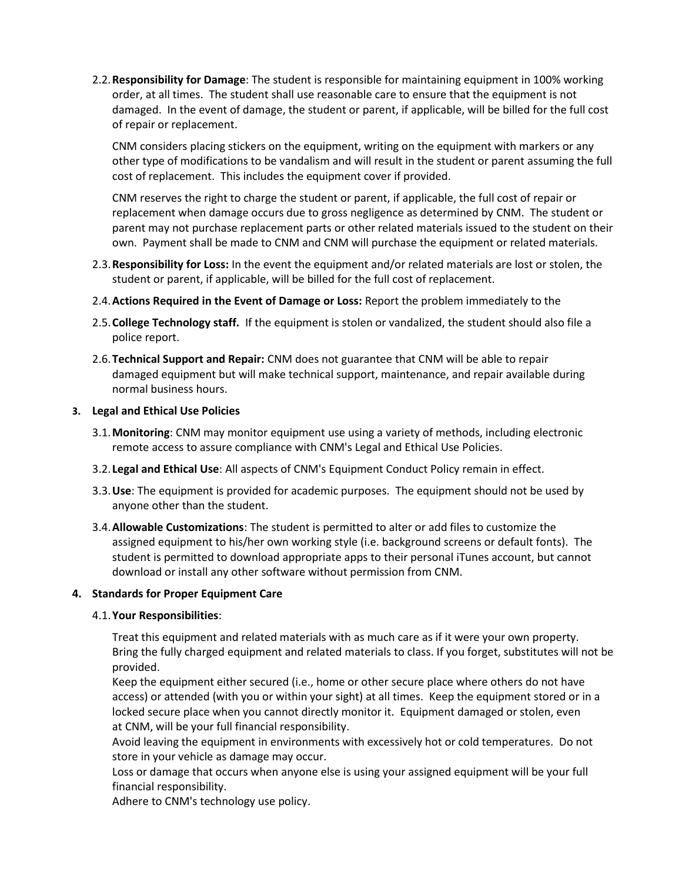2.2. **Responsibility for Damage**: The student is responsible for maintaining equipment in 100% working order, at all times. The student shall use reasonable care to ensure that the equipment is not damaged. In the event of damage, the student or parent, if applicable, will be billed for the full cost of repair or replacement.

   CNM considers placing stickers on the equipment, writing on the equipment with markers or any other type of modifications to be vandalism and will result in the student or parent assuming the full cost of replacement. This includes the equipment cover if provided.

   CNM reserves the right to charge the student or parent, if applicable, the full cost of repair or replacement when damage occurs due to gross negligence as determined by CNM. The student or parent may not purchase replacement parts or other related materials issued to the student on their own. Payment shall be made to CNM and CNM will purchase the equipment or related materials.

2.3. **Responsibility for Loss:** In the event the equipment and/or related materials are lost or stolen, the student or parent, if applicable, will be billed for the full cost of replacement.

2.4. **Actions Required in the Event of Damage or Loss:** Report the problem immediately to the

2.5. **College Technology staff.** If the equipment is stolen or vandalized, the student should also file a police report.

2.6. **Technical Support and Repair:** CNM does not guarantee that CNM will be able to repair damaged equipment but will make technical support, maintenance, and repair available during normal business hours.

**3. Legal and Ethical Use Policies**

3.1. **Monitoring**: CNM may monitor equipment use using a variety of methods, including electronic remote access to assure compliance with CNM's Legal and Ethical Use Policies.

3.2. **Legal and Ethical Use**: All aspects of CNM's Equipment Conduct Policy remain in effect.

3.3. **Use**: The equipment is provided for academic purposes. The equipment should not be used by anyone other than the student.

3.4. **Allowable Customizations**: The student is permitted to alter or add files to customize the assigned equipment to his/her own working style (i.e. background screens or default fonts). The student is permitted to download appropriate apps to their personal iTunes account, but cannot download or install any other software without permission from CNM.

**4. Standards for Proper Equipment Care**

4.1. **Your Responsibilities**:

   Treat this equipment and related materials with as much care as if it were your own property.
   Bring the fully charged equipment and related materials to class. If you forget, substitutes will not be provided.
   Keep the equipment either secured (i.e., home or other secure place where others do not have access) or attended (with you or within your sight) at all times. Keep the equipment stored or in a locked secure place when you cannot directly monitor it. Equipment damaged or stolen, even at CNM, will be your full financial responsibility.
   Avoid leaving the equipment in environments with excessively hot or cold temperatures. Do not store in your vehicle as damage may occur.
   Loss or damage that occurs when anyone else is using your assigned equipment will be your full financial responsibility.
   Adhere to CNM's technology use policy.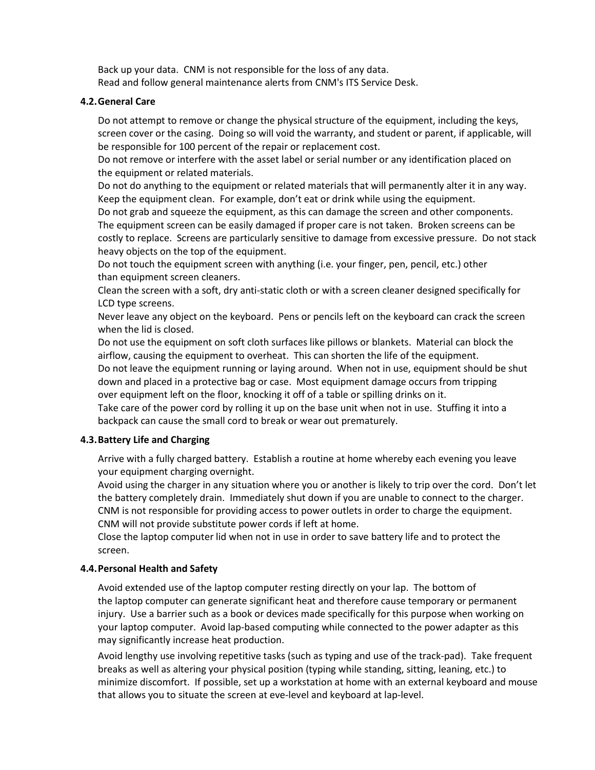Back up your data. CNM is not responsible for the loss of any data.

Read and follow general maintenance alerts from CNM's ITS Service Desk.

### 4.2. General Care

Do not attempt to remove or change the physical structure of the equipment, including the keys, screen cover or the casing. Doing so will void the warranty, and student or parent, if applicable, will be responsible for 100 percent of the repair or replacement cost.

Do not remove or interfere with the asset label or serial number or any identification placed on the equipment or related materials.

Do not do anything to the equipment or related materials that will permanently alter it in any way.

Keep the equipment clean. For example, don't eat or drink while using the equipment.

Do not grab and squeeze the equipment, as this can damage the screen and other components.

The equipment screen can be easily damaged if proper care is not taken. Broken screens can be costly to replace. Screens are particularly sensitive to damage from excessive pressure. Do not stack heavy objects on the top of the equipment.

Do not touch the equipment screen with anything (i.e. your finger, pen, pencil, etc.) other than equipment screen cleaners.

Clean the screen with a soft, dry anti-static cloth or with a screen cleaner designed specifically for LCD type screens.

Never leave any object on the keyboard. Pens or pencils left on the keyboard can crack the screen when the lid is closed.

Do not use the equipment on soft cloth surfaces like pillows or blankets. Material can block the airflow, causing the equipment to overheat. This can shorten the life of the equipment.

Do not leave the equipment running or laying around. When not in use, equipment should be shut down and placed in a protective bag or case. Most equipment damage occurs from tripping over equipment left on the floor, knocking it off of a table or spilling drinks on it.

Take care of the power cord by rolling it up on the base unit when not in use. Stuffing it into a backpack can cause the small cord to break or wear out prematurely.

### 4.3. Battery Life and Charging

Arrive with a fully charged battery. Establish a routine at home whereby each evening you leave your equipment charging overnight.

Avoid using the charger in any situation where you or another is likely to trip over the cord. Don't let the battery completely drain. Immediately shut down if you are unable to connect to the charger.

CNM is not responsible for providing access to power outlets in order to charge the equipment.

CNM will not provide substitute power cords if left at home.

Close the laptop computer lid when not in use in order to save battery life and to protect the screen.

### 4.4. Personal Health and Safety

Avoid extended use of the laptop computer resting directly on your lap. The bottom of the laptop computer can generate significant heat and therefore cause temporary or permanent injury. Use a barrier such as a book or devices made specifically for this purpose when working on your laptop computer. Avoid lap-based computing while connected to the power adapter as this may significantly increase heat production.

Avoid lengthy use involving repetitive tasks (such as typing and use of the track-pad). Take frequent breaks as well as altering your physical position (typing while standing, sitting, leaning, etc.) to minimize discomfort. If possible, set up a workstation at home with an external keyboard and mouse that allows you to situate the screen at eve-level and keyboard at lap-level.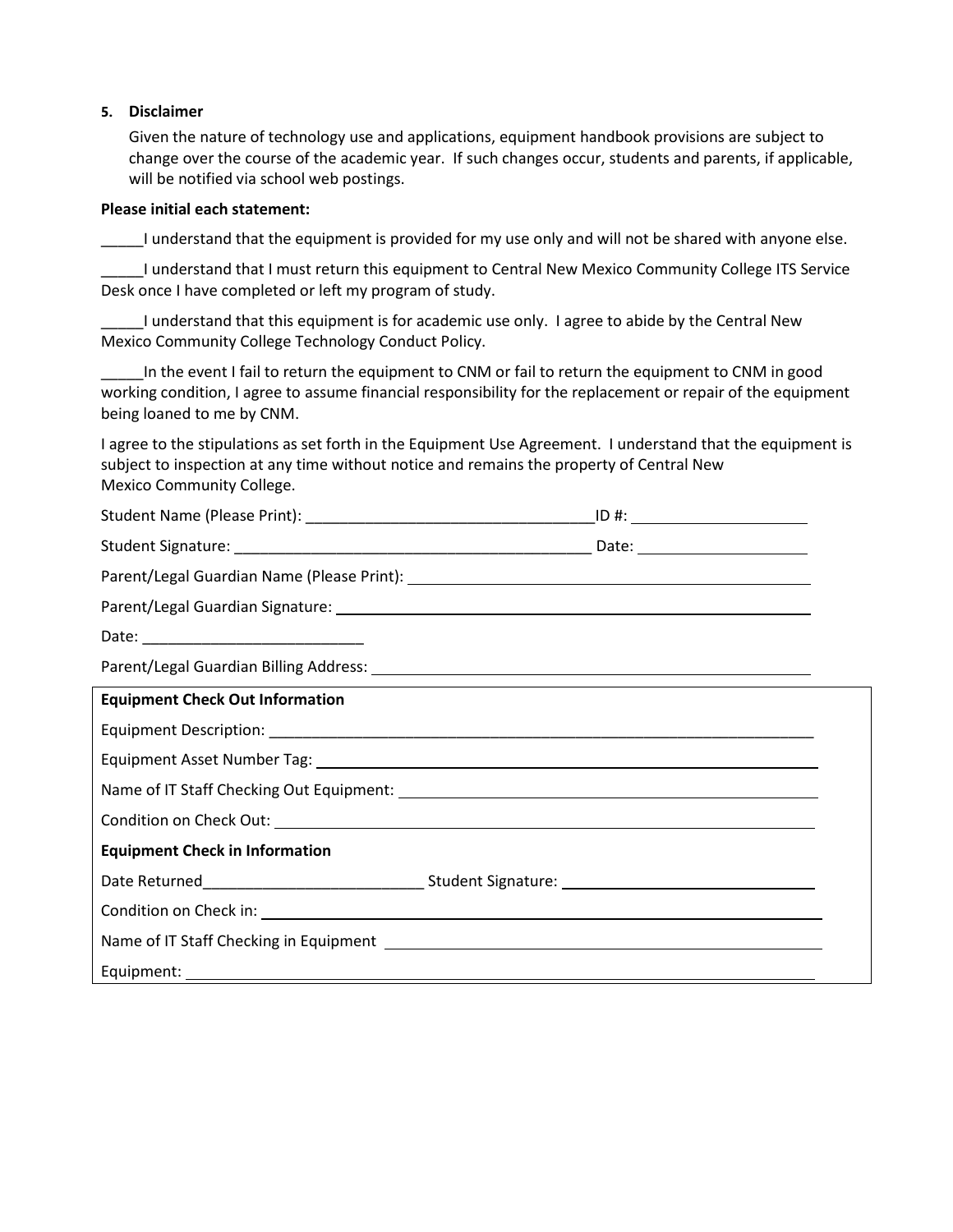5. **Disclaimer**

   Given the nature of technology use and applications, equipment handbook provisions are subject to change over the course of the academic year. If such changes occur, students and parents, if applicable, will be notified via school web postings.

**Please initial each statement:**

_____I understand that the equipment is provided for my use only and will not be shared with anyone else.

_____I understand that I must return this equipment to Central New Mexico Community College ITS Service Desk once I have completed or left my program of study.

_____I understand that this equipment is for academic use only. I agree to abide by the Central New Mexico Community College Technology Conduct Policy.

_____In the event I fail to return the equipment to CNM or fail to return the equipment to CNM in good working condition, I agree to assume financial responsibility for the replacement or repair of the equipment being loaned to me by CNM.

I agree to the stipulations as set forth in the Equipment Use Agreement. I understand that the equipment is subject to inspection at any time without notice and remains the property of Central New Mexico Community College.

Student Name (Please Print): ___________________________________ID #: ____________________

Student Signature: ___________________________________________ Date: ____________________

Parent/Legal Guardian Name (Please Print): ________________________________________________

Parent/Legal Guardian Signature: _________________________________________________________

Date: __________________________

Parent/Legal Guardian Billing Address: ____________________________________________________

**Equipment Check Out Information**

Equipment Description: ___________________________________________________________________

Equipment Asset Number Tag: ______________________________________________________________

Name of IT Staff Checking Out Equipment: __________________________________________________

Condition on Check Out: __________________________________________________________________

**Equipment Check in Information**

Date Returned__________________________ Student Signature: ____________________________

Condition on Check in: ___________________________________________________________________

Name of IT Staff Checking in Equipment ____________________________________________________

Equipment: _____________________________________________________________________________